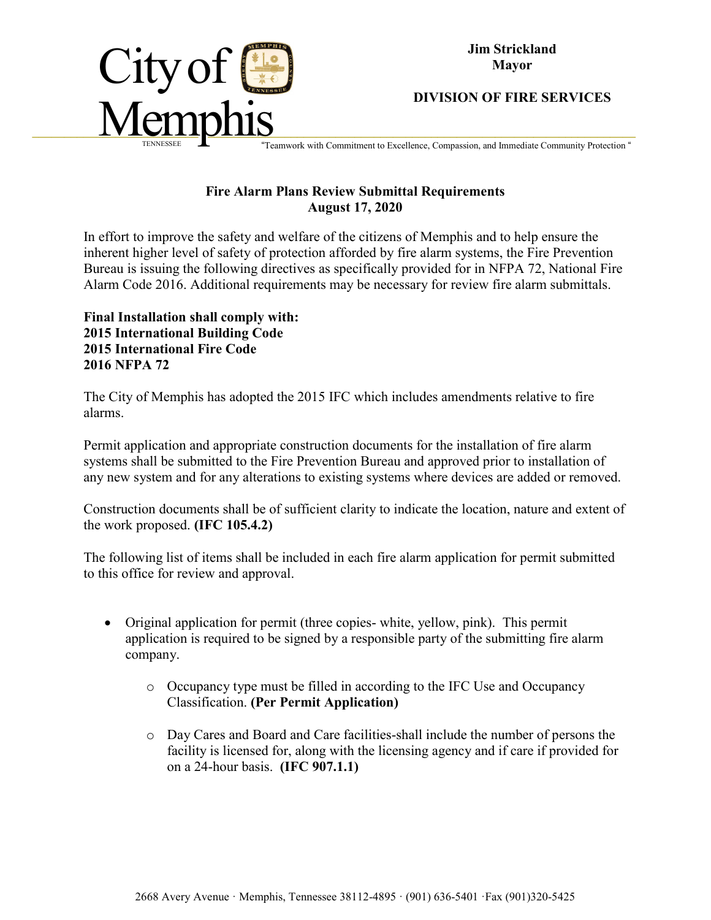City of Memphis
TENNESSEE

**Jim Strickland**
**Mayor**

**DIVISION OF FIRE SERVICES**

"Teamwork with Commitment to Excellence, Compassion, and Immediate Community Protection "

## Fire Alarm Plans Review Submittal Requirements
## August 17, 2020

In effort to improve the safety and welfare of the citizens of Memphis and to help ensure the inherent higher level of safety of protection afforded by fire alarm systems, the Fire Prevention Bureau is issuing the following directives as specifically provided for in NFPA 72, National Fire Alarm Code 2016. Additional requirements may be necessary for review fire alarm submittals.

**Final Installation shall comply with:**
**2015 International Building Code**
**2015 International Fire Code**
**2016 NFPA 72**

The City of Memphis has adopted the 2015 IFC which includes amendments relative to fire alarms.

Permit application and appropriate construction documents for the installation of fire alarm systems shall be submitted to the Fire Prevention Bureau and approved prior to installation of any new system and for any alterations to existing systems where devices are added or removed.

Construction documents shall be of sufficient clarity to indicate the location, nature and extent of the work proposed. **(IFC 105.4.2)**

The following list of items shall be included in each fire alarm application for permit submitted to this office for review and approval.

- Original application for permit (three copies- white, yellow, pink). This permit application is required to be signed by a responsible party of the submitting fire alarm company.
  - Occupancy type must be filled in according to the IFC Use and Occupancy Classification. **(Per Permit Application)**
  - Day Cares and Board and Care facilities-shall include the number of persons the facility is licensed for, along with the licensing agency and if care if provided for on a 24-hour basis. **(IFC 907.1.1)**

2668 Avery Avenue · Memphis, Tennessee 38112-4895 · (901) 636-5401 ·Fax (901)320-5425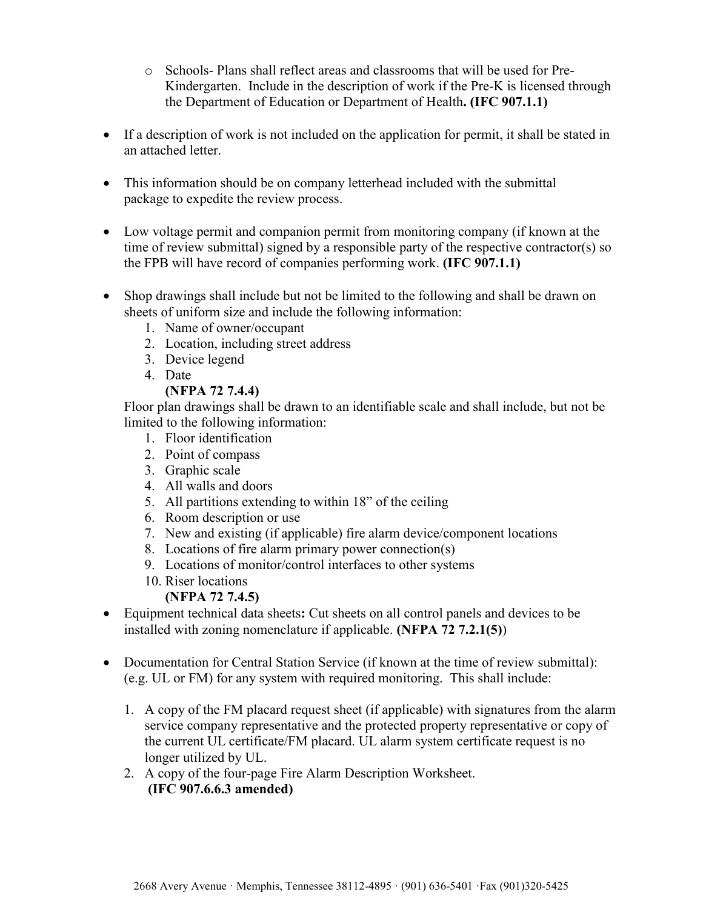- Schools- Plans shall reflect areas and classrooms that will be used for Pre-Kindergarten. Include in the description of work if the Pre-K is licensed through the Department of Education or Department of Health**. (IFC 907.1.1)**

- If a description of work is not included on the application for permit, it shall be stated in an attached letter.

- This information should be on company letterhead included with the submittal package to expedite the review process.

- Low voltage permit and companion permit from monitoring company (if known at the time of review submittal) signed by a responsible party of the respective contractor(s) so the FPB will have record of companies performing work. **(IFC 907.1.1)**

- Shop drawings shall include but not be limited to the following and shall be drawn on sheets of uniform size and include the following information:
  1. Name of owner/occupant
  2. Location, including street address
  3. Device legend
  4. Date

     **(NFPA 72 7.4.4)**

  Floor plan drawings shall be drawn to an identifiable scale and shall include, but not be limited to the following information:
  1. Floor identification
  2. Point of compass
  3. Graphic scale
  4. All walls and doors
  5. All partitions extending to within 18" of the ceiling
  6. Room description or use
  7. New and existing (if applicable) fire alarm device/component locations
  8. Locations of fire alarm primary power connection(s)
  9. Locations of monitor/control interfaces to other systems
  10. Riser locations

      **(NFPA 72 7.4.5)**
- Equipment technical data sheets**:** Cut sheets on all control panels and devices to be installed with zoning nomenclature if applicable. **(NFPA 72 7.2.1(5)**)

- Documentation for Central Station Service (if known at the time of review submittal): (e.g. UL or FM) for any system with required monitoring. This shall include:

  1. A copy of the FM placard request sheet (if applicable) with signatures from the alarm service company representative and the protected property representative or copy of the current UL certificate/FM placard. UL alarm system certificate request is no longer utilized by UL.
  2. A copy of the four-page Fire Alarm Description Worksheet.
     **(IFC 907.6.6.3 amended)**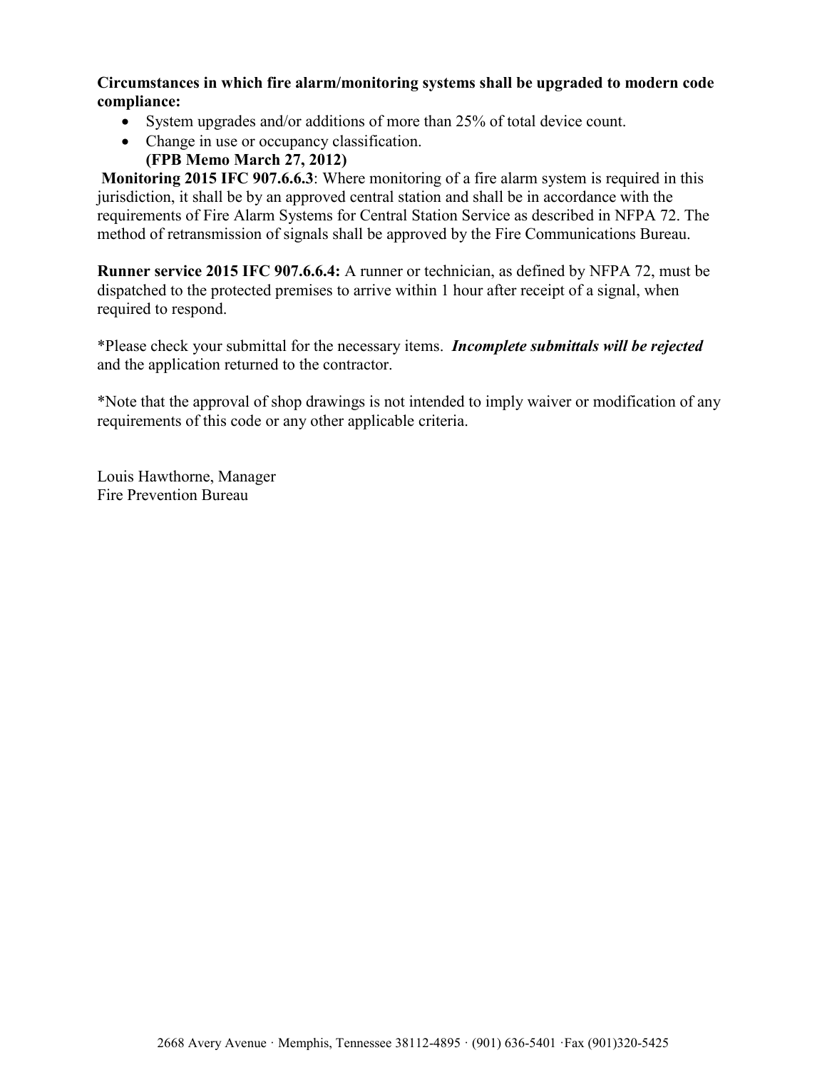**Circumstances in which fire alarm/monitoring systems shall be upgraded to modern code compliance:**

- System upgrades and/or additions of more than 25% of total device count.
- Change in use or occupancy classification.
  **(FPB Memo March 27, 2012)**

**Monitoring 2015 IFC 907.6.6.3**: Where monitoring of a fire alarm system is required in this jurisdiction, it shall be by an approved central station and shall be in accordance with the requirements of Fire Alarm Systems for Central Station Service as described in NFPA 72. The method of retransmission of signals shall be approved by the Fire Communications Bureau.

**Runner service 2015 IFC 907.6.6.4:** A runner or technician, as defined by NFPA 72, must be dispatched to the protected premises to arrive within 1 hour after receipt of a signal, when required to respond.

*Please check your submittal for the necessary items. ***Incomplete submittals will be rejected*** and the application returned to the contractor.

*Note that the approval of shop drawings is not intended to imply waiver or modification of any requirements of this code or any other applicable criteria.

Louis Hawthorne, Manager
Fire Prevention Bureau

2668 Avery Avenue · Memphis, Tennessee 38112-4895 · (901) 636-5401 ·Fax (901)320-5425